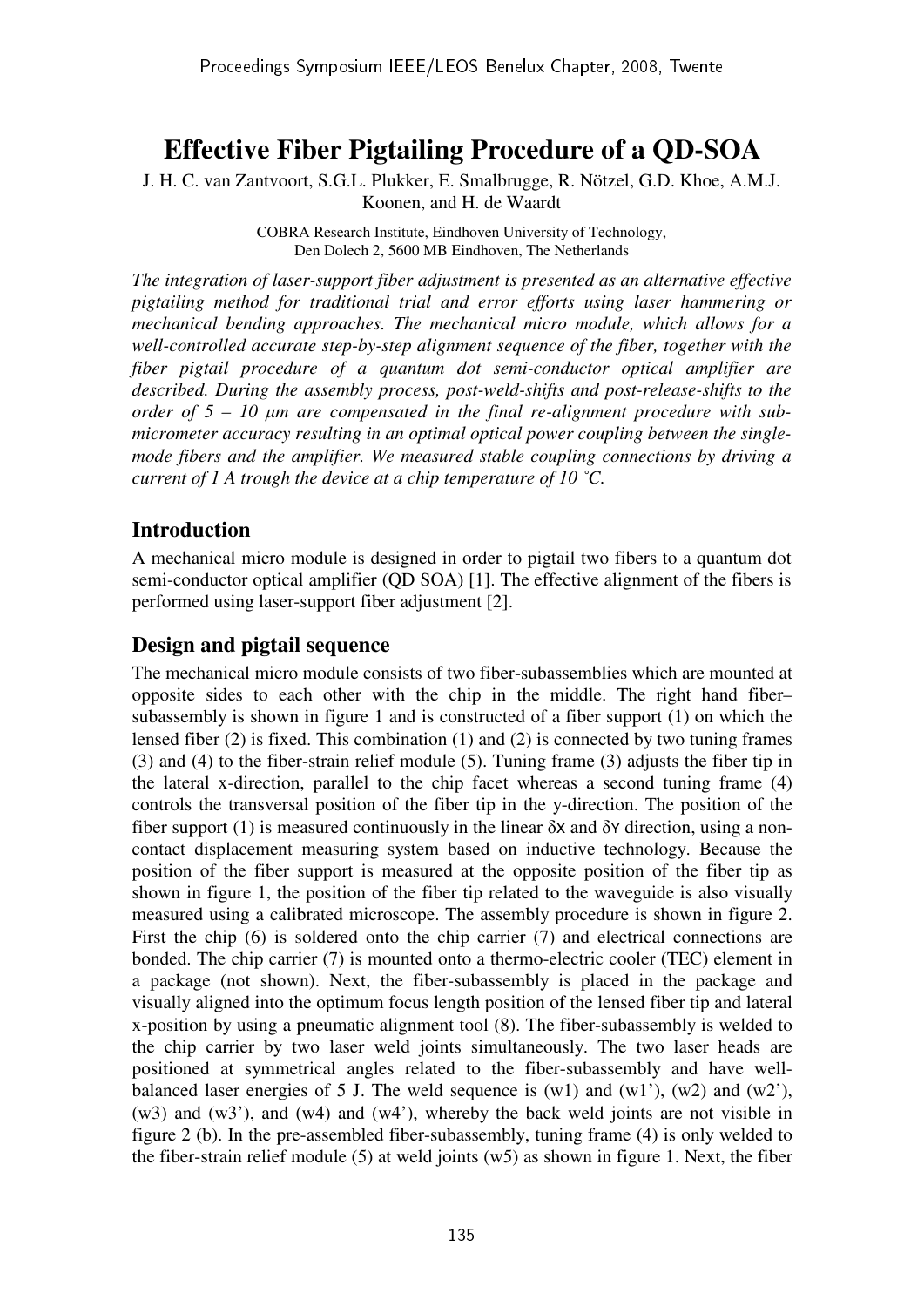# Effective Fiber Pigtailing Procedure of a QD-SOA

J. H. C. van Zantvoort, S.G.L. Plukker, E. Smalbrugge, R. Nötzel, G.D. Khoe, A.M.J. Koonen, and H. de Waardt

COBRA Research Institute, Eindhoven University of Technology, Den Dolech 2, 5600 MB Eindhoven, The Netherlands

*The integration of laser-support fiber adjustment is presented as an alternative effective pigtailing method for traditional trial and error efforts using laser hammering or mechanical bending approaches. The mechanical micro module, which allows for a well-controlled accurate step-by-step alignment sequence of the fiber, together with the fiber pigtail procedure of a quantum dot semi-conductor optical amplifier are described. During the assembly process, post-weld-shifts and post-release-shifts to the order of 5 – 10 µm are compensated in the final re-alignment procedure with sub-micrometer accuracy resulting in an optimal optical power coupling between the single-mode fibers and the amplifier. We measured stable coupling connections by driving a current of 1 A trough the device at a chip temperature of 10 ˚C.*

## Introduction

A mechanical micro module is designed in order to pigtail two fibers to a quantum dot semi-conductor optical amplifier (QD SOA) [1]. The effective alignment of the fibers is performed using laser-support fiber adjustment [2].

## Design and pigtail sequence

The mechanical micro module consists of two fiber-subassemblies which are mounted at opposite sides to each other with the chip in the middle. The right hand fiber–subassembly is shown in figure 1 and is constructed of a fiber support (1) on which the lensed fiber (2) is fixed. This combination (1) and (2) is connected by two tuning frames (3) and (4) to the fiber-strain relief module (5). Tuning frame (3) adjusts the fiber tip in the lateral x-direction, parallel to the chip facet whereas a second tuning frame (4) controls the transversal position of the fiber tip in the y-direction. The position of the fiber support (1) is measured continuously in the linear $\delta x$ and $\delta y$ direction, using a non-contact displacement measuring system based on inductive technology. Because the position of the fiber support is measured at the opposite position of the fiber tip as shown in figure 1, the position of the fiber tip related to the waveguide is also visually measured using a calibrated microscope. The assembly procedure is shown in figure 2. First the chip (6) is soldered onto the chip carrier (7) and electrical connections are bonded. The chip carrier (7) is mounted onto a thermo-electric cooler (TEC) element in a package (not shown). Next, the fiber-subassembly is placed in the package and visually aligned into the optimum focus length position of the lensed fiber tip and lateral x-position by using a pneumatic alignment tool (8). The fiber-subassembly is welded to the chip carrier by two laser weld joints simultaneously. The two laser heads are positioned at symmetrical angles related to the fiber-subassembly and have well-balanced laser energies of 5 J. The weld sequence is (w1) and (w1'), (w2) and (w2'), (w3) and (w3'), and (w4) and (w4'), whereby the back weld joints are not visible in figure 2 (b). In the pre-assembled fiber-subassembly, tuning frame (4) is only welded to the fiber-strain relief module (5) at weld joints (w5) as shown in figure 1. Next, the fiber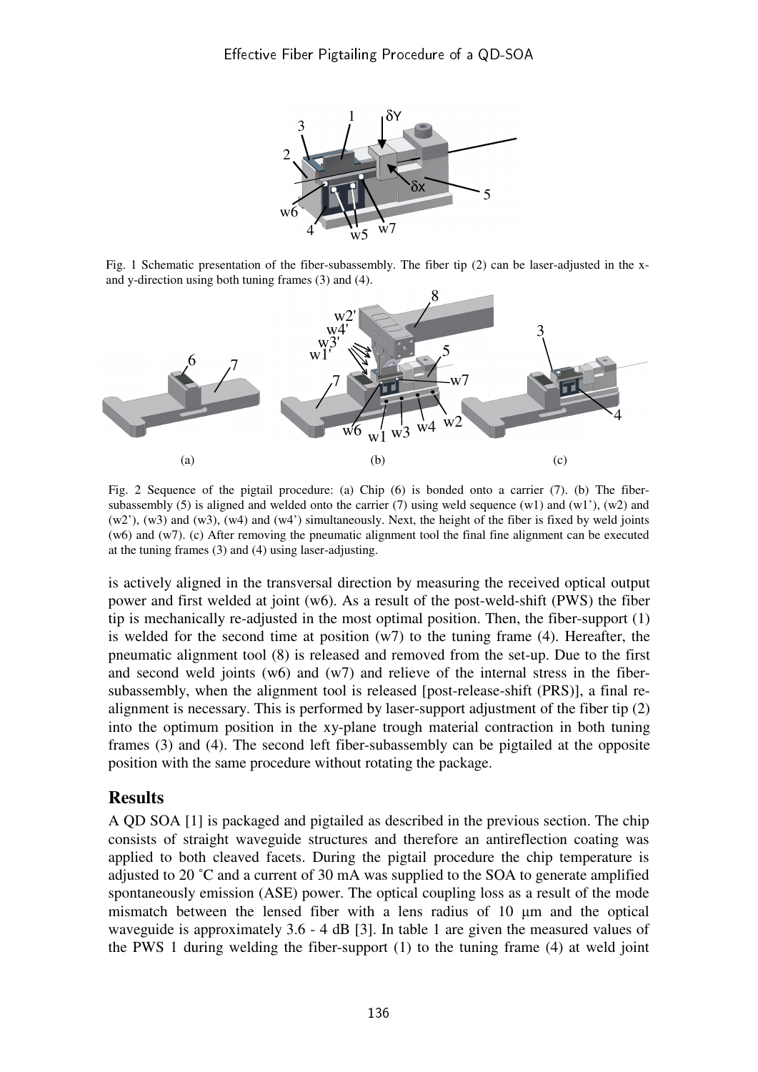Fig. 1 Schematic presentation of the fiber-subassembly. The fiber tip (2) can be laser-adjusted in the x- and y-direction using both tuning frames (3) and (4).

Fig. 2 Sequence of the pigtail procedure: (a) Chip (6) is bonded onto a carrier (7). (b) The fiber-subassembly (5) is aligned and welded onto the carrier (7) using weld sequence (w1) and (w1'), (w2) and (w2'), (w3) and (w3), (w4) and (w4') simultaneously. Next, the height of the fiber is fixed by weld joints (w6) and (w7). (c) After removing the pneumatic alignment tool the final fine alignment can be executed at the tuning frames (3) and (4) using laser-adjusting.

is actively aligned in the transversal direction by measuring the received optical output power and first welded at joint (w6). As a result of the post-weld-shift (PWS) the fiber tip is mechanically re-adjusted in the most optimal position. Then, the fiber-support (1) is welded for the second time at position (w7) to the tuning frame (4). Hereafter, the pneumatic alignment tool (8) is released and removed from the set-up. Due to the first and second weld joints (w6) and (w7) and relieve of the internal stress in the fiber-subassembly, when the alignment tool is released [post-release-shift (PRS)], a final re-alignment is necessary. This is performed by laser-support adjustment of the fiber tip (2) into the optimum position in the xy-plane trough material contraction in both tuning frames (3) and (4). The second left fiber-subassembly can be pigtailed at the opposite position with the same procedure without rotating the package.

## Results

A QD SOA [1] is packaged and pigtailed as described in the previous section. The chip consists of straight waveguide structures and therefore an antireflection coating was applied to both cleaved facets. During the pigtail procedure the chip temperature is adjusted to 20 ˚C and a current of 30 mA was supplied to the SOA to generate amplified spontaneously emission (ASE) power. The optical coupling loss as a result of the mode mismatch between the lensed fiber with a lens radius of 10 µm and the optical waveguide is approximately 3.6 - 4 dB [3]. In table 1 are given the measured values of the PWS 1 during welding the fiber-support (1) to the tuning frame (4) at weld joint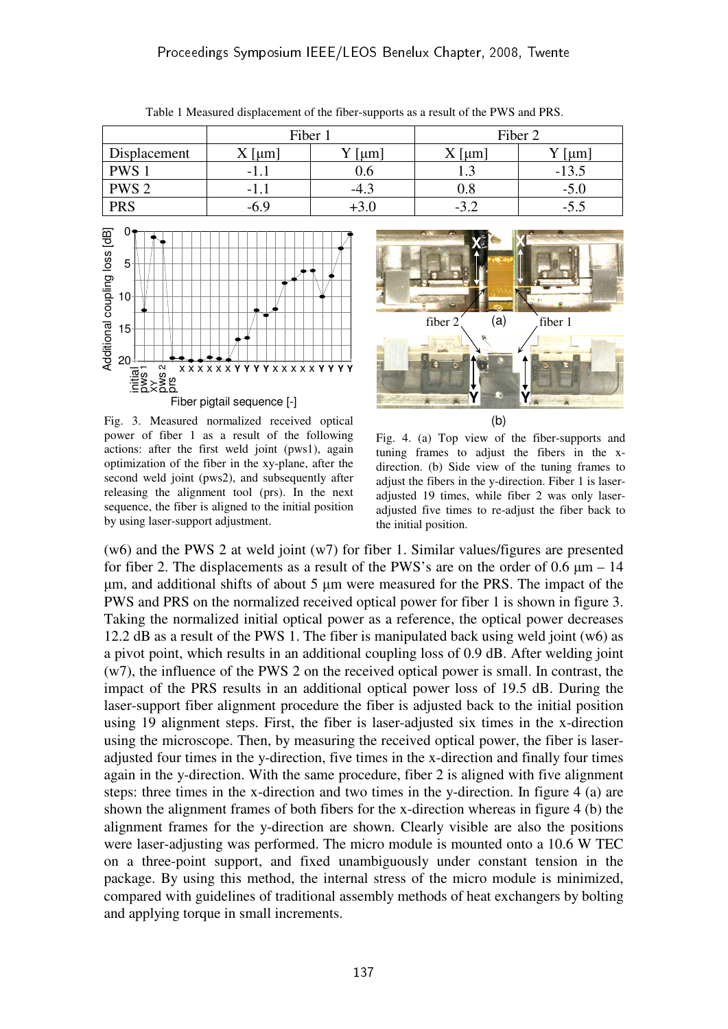Table 1 Measured displacement of the fiber-supports as a result of the PWS and PRS.

| | Fiber 1 | | Fiber 2 | |
|---|---|---|---|---|
| Displacement | X [μm] | Y [μm] | X [μm] | Y [μm] |
| PWS 1 | -1.1 | 0.6 | 1.3 | -13.5 |
| PWS 2 | -1.1 | -4.3 | 0.8 | -5.0 |
| PRS | -6.9 | +3.0 | -3.2 | -5.5 |

Fig. 3. Measured normalized received optical power of fiber 1 as a result of the following actions: after the first weld joint (pws1), again optimization of the fiber in the xy-plane, after the second weld joint (pws2), and subsequently after releasing the alignment tool (prs). In the next sequence, the fiber is aligned to the initial position by using laser-support adjustment.

Fig. 4. (a) Top view of the fiber-supports and tuning frames to adjust the fibers in the x-direction. (b) Side view of the tuning frames to adjust the fibers in the y-direction. Fiber 1 is laser-adjusted 19 times, while fiber 2 was only laser-adjusted five times to re-adjust the fiber back to the initial position.

(w6) and the PWS 2 at weld joint (w7) for fiber 1. Similar values/figures are presented for fiber 2. The displacements as a result of the PWS's are on the order of 0.6 μm – 14 μm, and additional shifts of about 5 μm were measured for the PRS. The impact of the PWS and PRS on the normalized received optical power for fiber 1 is shown in figure 3. Taking the normalized initial optical power as a reference, the optical power decreases 12.2 dB as a result of the PWS 1. The fiber is manipulated back using weld joint (w6) as a pivot point, which results in an additional coupling loss of 0.9 dB. After welding joint (w7), the influence of the PWS 2 on the received optical power is small. In contrast, the impact of the PRS results in an additional optical power loss of 19.5 dB. During the laser-support fiber alignment procedure the fiber is adjusted back to the initial position using 19 alignment steps. First, the fiber is laser-adjusted six times in the x-direction using the microscope. Then, by measuring the received optical power, the fiber is laser-adjusted four times in the y-direction, five times in the x-direction and finally four times again in the y-direction. With the same procedure, fiber 2 is aligned with five alignment steps: three times in the x-direction and two times in the y-direction. In figure 4 (a) are shown the alignment frames of both fibers for the x-direction whereas in figure 4 (b) the alignment frames for the y-direction are shown. Clearly visible are also the positions were laser-adjusting was performed. The micro module is mounted onto a 10.6 W TEC on a three-point support, and fixed unambiguously under constant tension in the package. By using this method, the internal stress of the micro module is minimized, compared with guidelines of traditional assembly methods of heat exchangers by bolting and applying torque in small increments.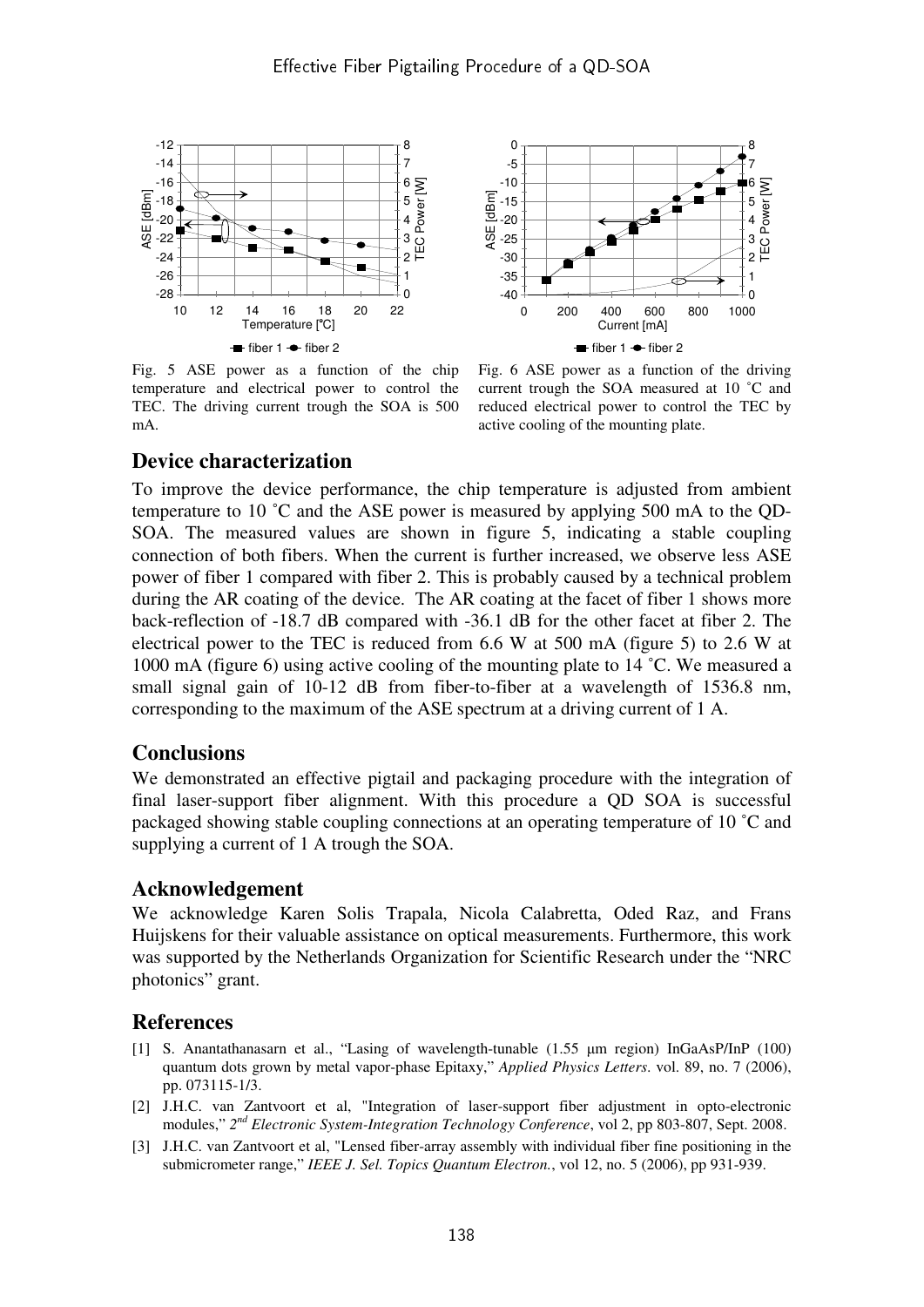-12
-14
-16
-18
-20
-22
-24
-26
-28
ASE [dBm]
10 12 14 16 18 20 22
Temperature [°C]
8
7
6
5
4
3
2
1
0
TEC Power [W]
fiber 1 fiber 2

Fig. 5 ASE power as a function of the chip temperature and electrical power to control the TEC. The driving current trough the SOA is 500 mA.

0
-5
-10
-15
-20
-25
-30
-35
-40
ASE [dBm]
0 200 400 600 800 1000
Current [mA]
8
7
6
5
4
3
2
1
0
TEC Power [W]
fiber 1 fiber 2

Fig. 6 ASE power as a function of the driving current trough the SOA measured at 10 ˚C and reduced electrical power to control the TEC by active cooling of the mounting plate.

## Device characterization

To improve the device performance, the chip temperature is adjusted from ambient temperature to 10 ˚C and the ASE power is measured by applying 500 mA to the QD-SOA. The measured values are shown in figure 5, indicating a stable coupling connection of both fibers. When the current is further increased, we observe less ASE power of fiber 1 compared with fiber 2. This is probably caused by a technical problem during the AR coating of the device. The AR coating at the facet of fiber 1 shows more back-reflection of -18.7 dB compared with -36.1 dB for the other facet at fiber 2. The electrical power to the TEC is reduced from 6.6 W at 500 mA (figure 5) to 2.6 W at 1000 mA (figure 6) using active cooling of the mounting plate to 14 ˚C. We measured a small signal gain of 10-12 dB from fiber-to-fiber at a wavelength of 1536.8 nm, corresponding to the maximum of the ASE spectrum at a driving current of 1 A.

## Conclusions

We demonstrated an effective pigtail and packaging procedure with the integration of final laser-support fiber alignment. With this procedure a QD SOA is successful packaged showing stable coupling connections at an operating temperature of 10 ˚C and supplying a current of 1 A trough the SOA.

## Acknowledgement

We acknowledge Karen Solis Trapala, Nicola Calabretta, Oded Raz, and Frans Huijskens for their valuable assistance on optical measurements. Furthermore, this work was supported by the Netherlands Organization for Scientific Research under the "NRC photonics" grant.

## References

[1] S. Anantathanasarn et al., "Lasing of wavelength-tunable (1.55 µm region) InGaAsP/InP (100) quantum dots grown by metal vapor-phase Epitaxy," *Applied Physics Letters*. vol. 89, no. 7 (2006), pp. 073115-1/3.

[2] J.H.C. van Zantvoort et al, "Integration of laser-support fiber adjustment in opto-electronic modules," *2nd Electronic System-Integration Technology Conference*, vol 2, pp 803-807, Sept. 2008.

[3] J.H.C. van Zantvoort et al, "Lensed fiber-array assembly with individual fiber fine positioning in the submicrometer range," *IEEE J. Sel. Topics Quantum Electron.*, vol 12, no. 5 (2006), pp 931-939.